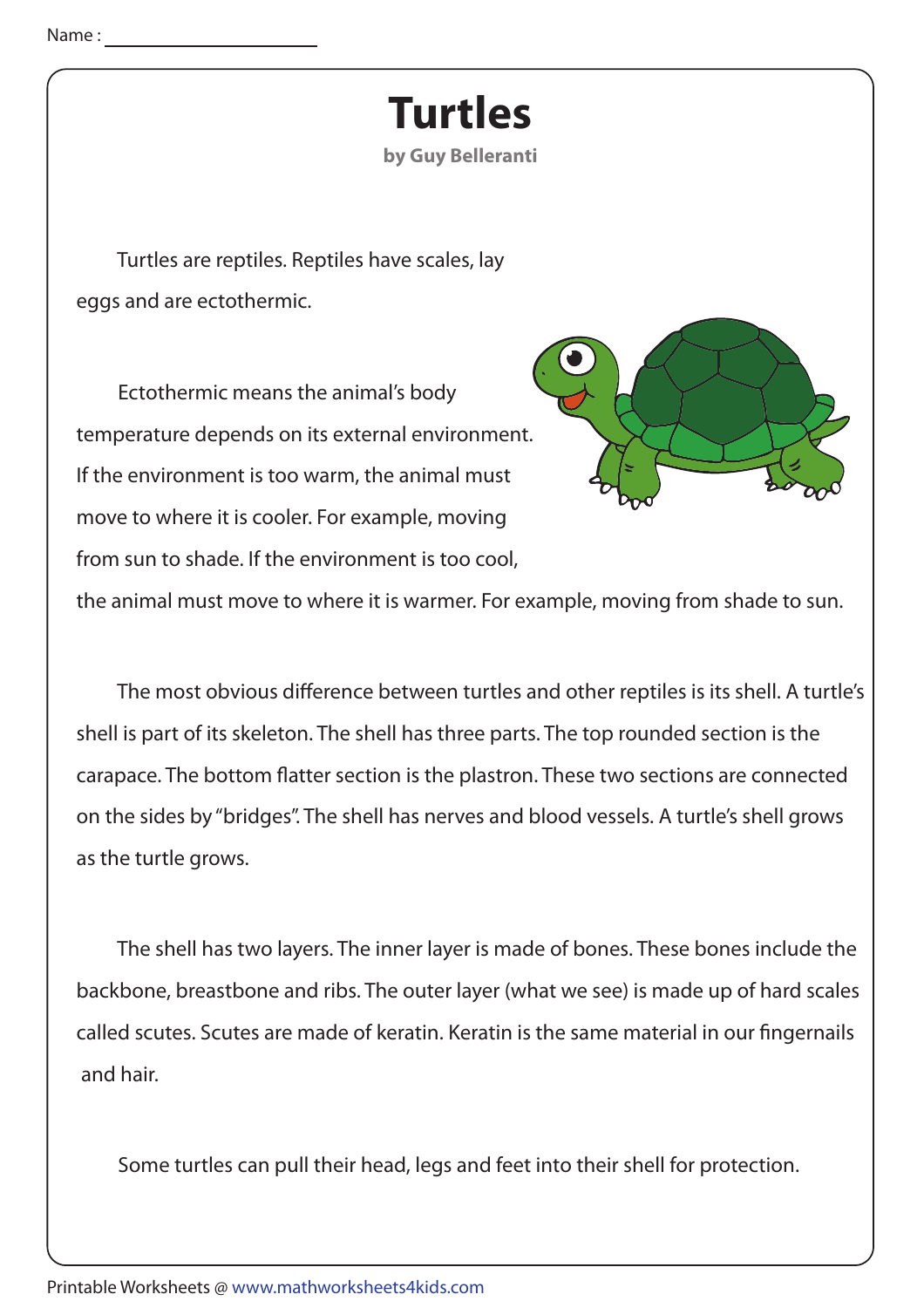Name : ______________________

# Turtles

**by Guy Belleranti**

Turtles are reptiles. Reptiles have scales, lay eggs and are ectothermic.

Ectothermic means the animal's body temperature depends on its external environment. If the environment is too warm, the animal must move to where it is cooler. For example, moving from sun to shade. If the environment is too cool, the animal must move to where it is warmer. For example, moving from shade to sun.

The most obvious difference between turtles and other reptiles is its shell. A turtle's shell is part of its skeleton. The shell has three parts. The top rounded section is the carapace. The bottom flatter section is the plastron. These two sections are connected on the sides by "bridges". The shell has nerves and blood vessels. A turtle's shell grows as the turtle grows.

The shell has two layers. The inner layer is made of bones. These bones include the backbone, breastbone and ribs. The outer layer (what we see) is made up of hard scales called scutes. Scutes are made of keratin. Keratin is the same material in our fingernails and hair.

Some turtles can pull their head, legs and feet into their shell for protection.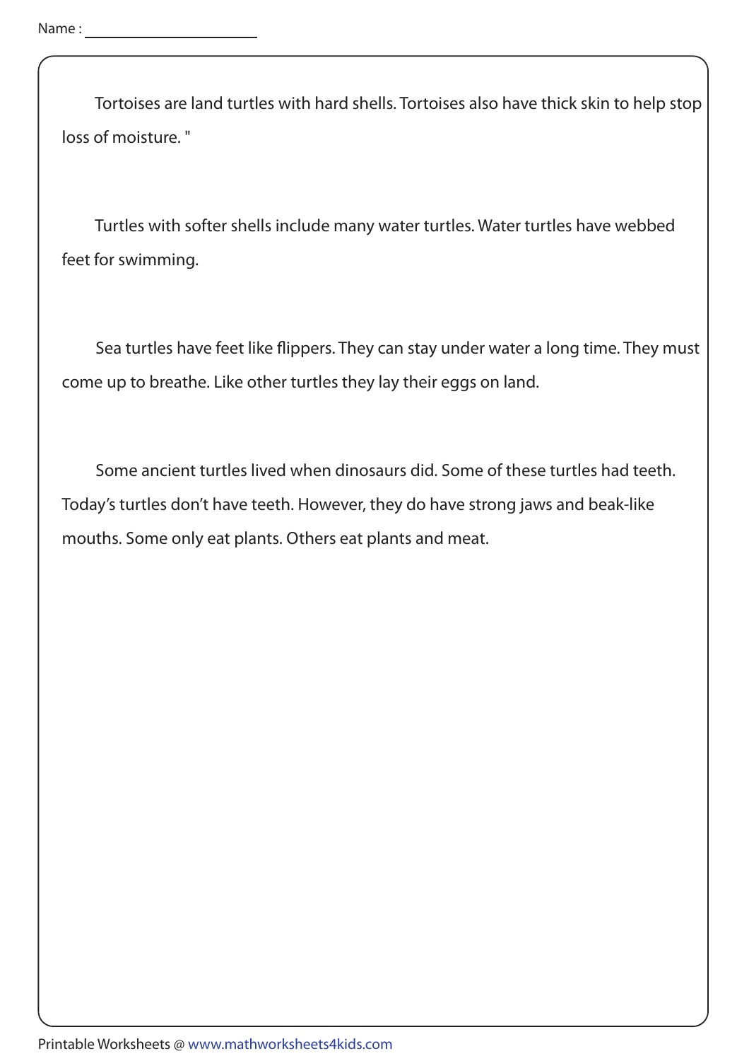Name : ______________________

Tortoises are land turtles with hard shells. Tortoises also have thick skin to help stop loss of moisture. "

Turtles with softer shells include many water turtles. Water turtles have webbed feet for swimming.

Sea turtles have feet like flippers. They can stay under water a long time. They must come up to breathe. Like other turtles they lay their eggs on land.

Some ancient turtles lived when dinosaurs did. Some of these turtles had teeth. Today's turtles don't have teeth. However, they do have strong jaws and beak-like mouths. Some only eat plants. Others eat plants and meat.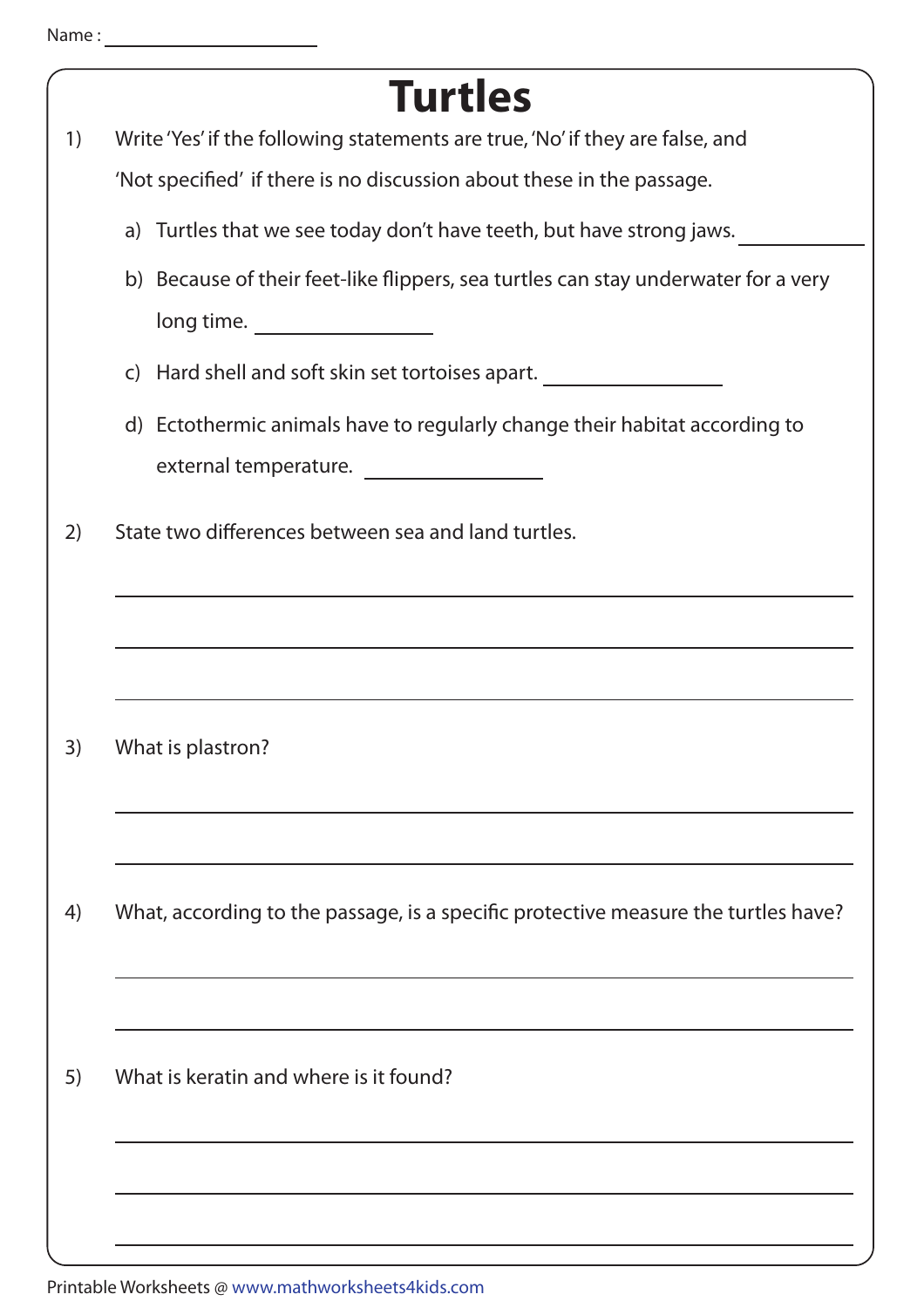Name : ______________________

# Turtles

1) Write 'Yes' if the following statements are true, 'No' if they are false, and 'Not specified' if there is no discussion about these in the passage.

   a) Turtles that we see today don't have teeth, but have strong jaws. ____________

   b) Because of their feet-like flippers, sea turtles can stay underwater for a very long time. ____________

   c) Hard shell and soft skin set tortoises apart. ____________

   d) Ectothermic animals have to regularly change their habitat according to external temperature. ____________

2) State two differences between sea and land turtles.

______________________________________________________________

______________________________________________________________

______________________________________________________________

3) What is plastron?

______________________________________________________________

______________________________________________________________

4) What, according to the passage, is a specific protective measure the turtles have?

______________________________________________________________

______________________________________________________________

5) What is keratin and where is it found?

______________________________________________________________

______________________________________________________________

______________________________________________________________

Printable Worksheets @ www.mathworksheets4kids.com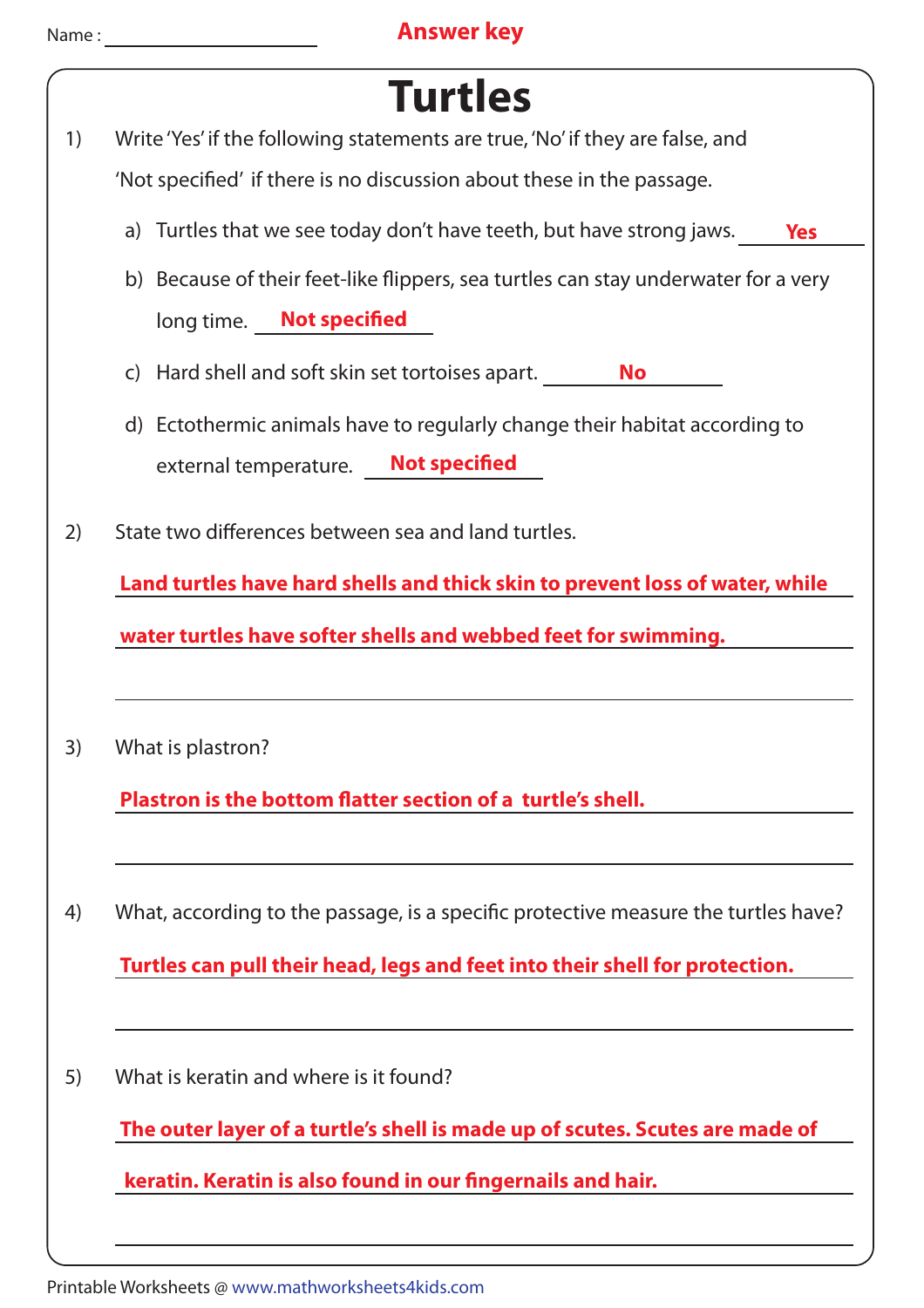Name : ____________________ **Answer key**

# Turtles

1) Write 'Yes' if the following statements are true, 'No' if they are false, and 'Not specified' if there is no discussion about these in the passage.

   a) Turtles that we see today don't have teeth, but have strong jaws. **Yes**

   b) Because of their feet-like flippers, sea turtles can stay underwater for a very long time. **Not specified**

   c) Hard shell and soft skin set tortoises apart. **No**

   d) Ectothermic animals have to regularly change their habitat according to external temperature. **Not specified**

2) State two differences between sea and land turtles.

   **Land turtles have hard shells and thick skin to prevent loss of water, while water turtles have softer shells and webbed feet for swimming.**

3) What is plastron?

   **Plastron is the bottom flatter section of a turtle's shell.**

4) What, according to the passage, is a specific protective measure the turtles have?

   **Turtles can pull their head, legs and feet into their shell for protection.**

5) What is keratin and where is it found?

   **The outer layer of a turtle's shell is made up of scutes. Scutes are made of keratin. Keratin is also found in our fingernails and hair.**

Printable Worksheets @ www.mathworksheets4kids.com